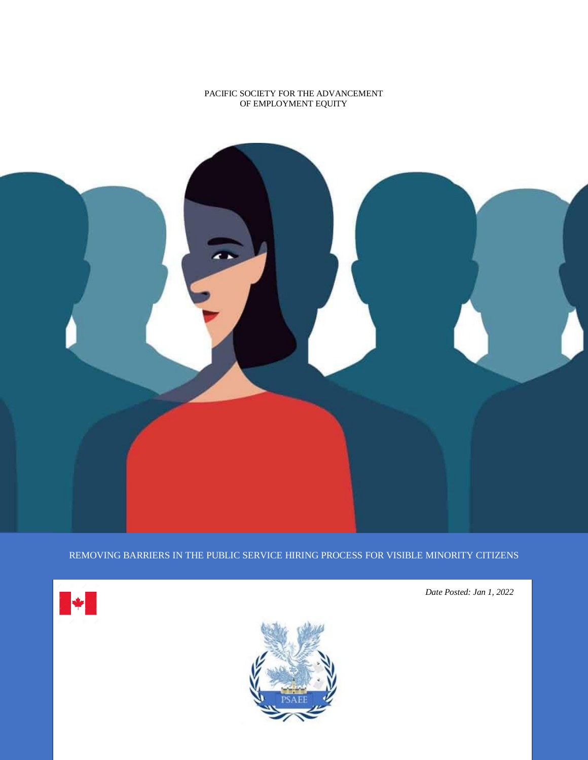PACIFIC SOCIETY FOR THE ADVANCEMENT OF EMPLOYMENT EQUITY

# REMOVING BARRIERS IN THE PUBLIC SERVICE HIRING PROCESS FOR VISIBLE MINORITY CITIZENS

*Date Posted: Jan 1, 2022*

PSAEE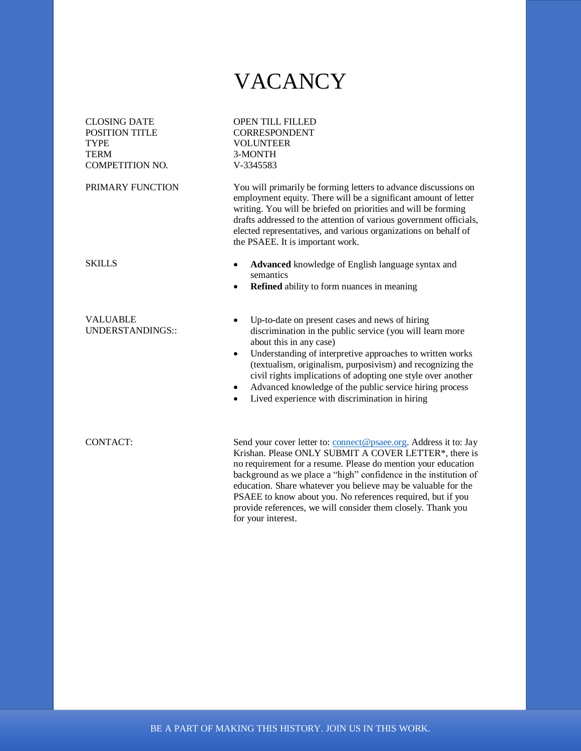# VACANCY

| | |
|---|---|
| CLOSING DATE | OPEN TILL FILLED |
| POSITION TITLE | CORRESPONDENT |
| TYPE | VOLUNTEER |
| TERM | 3-MONTH |
| COMPETITION NO. | V-3345583 |

PRIMARY FUNCTION

You will primarily be forming letters to advance discussions on employment equity. There will be a significant amount of letter writing. You will be briefed on priorities and will be forming drafts addressed to the attention of various government officials, elected representatives, and various organizations on behalf of the PSAEE. It is important work.

SKILLS

- **Advanced** knowledge of English language syntax and semantics
- **Refined** ability to form nuances in meaning

VALUABLE UNDERSTANDINGS::

- Up-to-date on present cases and news of hiring discrimination in the public service (you will learn more about this in any case)
- Understanding of interpretive approaches to written works (textualism, originalism, purposivism) and recognizing the civil rights implications of adopting one style over another
- Advanced knowledge of the public service hiring process
- Lived experience with discrimination in hiring

CONTACT:

Send your cover letter to: connect@psaee.org. Address it to: Jay Krishan. Please ONLY SUBMIT A COVER LETTER*, there is no requirement for a resume. Please do mention your education background as we place a "high" confidence in the institution of education. Share whatever you believe may be valuable for the PSAEE to know about you. No references required, but if you provide references, we will consider them closely. Thank you for your interest.

BE A PART OF MAKING THIS HISTORY. JOIN US IN THIS WORK.